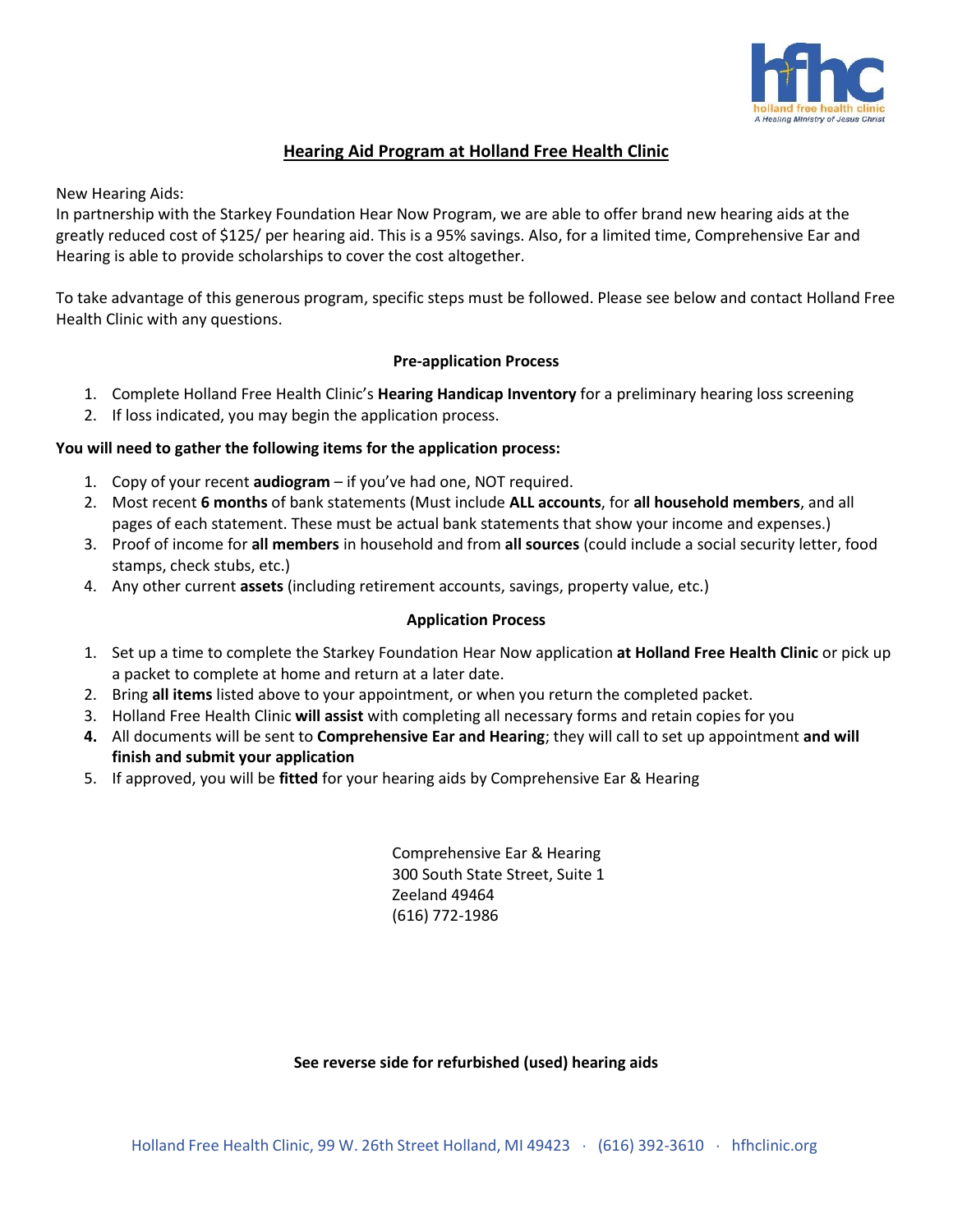## Hearing Aid Program at Holland Free Health Clinic

New Hearing Aids:
In partnership with the Starkey Foundation Hear Now Program, we are able to offer brand new hearing aids at the greatly reduced cost of $125/ per hearing aid. This is a 95% savings. Also, for a limited time, Comprehensive Ear and Hearing is able to provide scholarships to cover the cost altogether.

To take advantage of this generous program, specific steps must be followed. Please see below and contact Holland Free Health Clinic with any questions.

### Pre-application Process

1. Complete Holland Free Health Clinic's **Hearing Handicap Inventory** for a preliminary hearing loss screening
2. If loss indicated, you may begin the application process.

**You will need to gather the following items for the application process:**

1. Copy of your recent **audiogram** – if you've had one, NOT required.
2. Most recent **6 months** of bank statements (Must include **ALL accounts**, for **all household members**, and all pages of each statement. These must be actual bank statements that show your income and expenses.)
3. Proof of income for **all members** in household and from **all sources** (could include a social security letter, food stamps, check stubs, etc.)
4. Any other current **assets** (including retirement accounts, savings, property value, etc.)

### Application Process

1. Set up a time to complete the Starkey Foundation Hear Now application **at Holland Free Health Clinic** or pick up a packet to complete at home and return at a later date.
2. Bring **all items** listed above to your appointment, or when you return the completed packet.
3. Holland Free Health Clinic **will assist** with completing all necessary forms and retain copies for you
4. All documents will be sent to **Comprehensive Ear and Hearing**; they will call to set up appointment **and will finish and submit your application**
5. If approved, you will be **fitted** for your hearing aids by Comprehensive Ear & Hearing

Comprehensive Ear & Hearing
300 South State Street, Suite 1
Zeeland 49464
(616) 772-1986

**See reverse side for refurbished (used) hearing aids**

Holland Free Health Clinic, 99 W. 26th Street Holland, MI 49423 · (616) 392-3610 · hfhclinic.org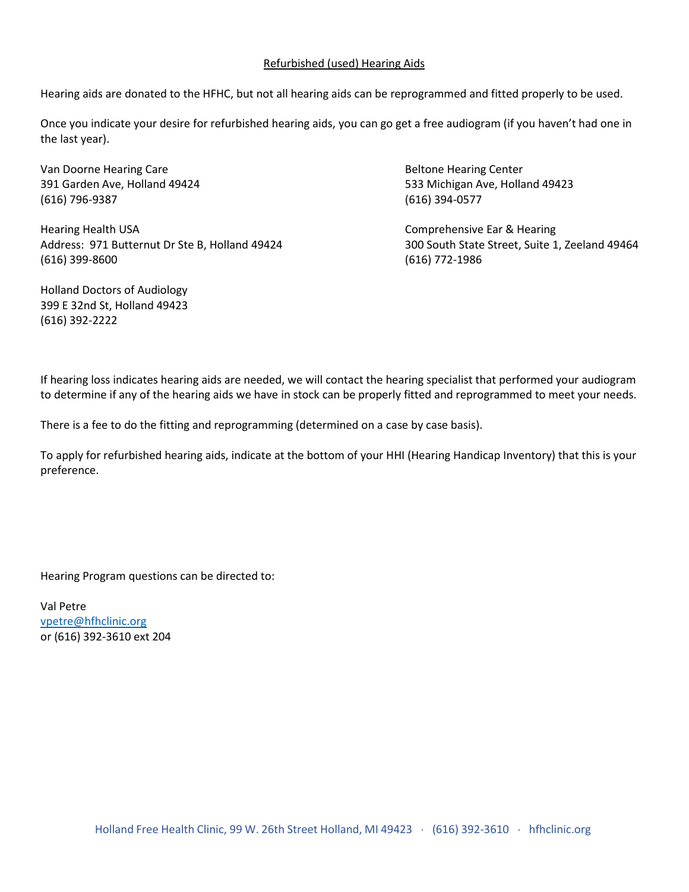## Refurbished (used) Hearing Aids

Hearing aids are donated to the HFHC, but not all hearing aids can be reprogrammed and fitted properly to be used.

Once you indicate your desire for refurbished hearing aids, you can go get a free audiogram (if you haven't had one in the last year).

Van Doorne Hearing Care
391 Garden Ave, Holland 49424
(616) 796-9387

Beltone Hearing Center
533 Michigan Ave, Holland 49423
(616) 394-0577

Hearing Health USA
Address: 971 Butternut Dr Ste B, Holland 49424
(616) 399-8600

Comprehensive Ear & Hearing
300 South State Street, Suite 1, Zeeland 49464
(616) 772-1986

Holland Doctors of Audiology
399 E 32nd St, Holland 49423
(616) 392-2222

If hearing loss indicates hearing aids are needed, we will contact the hearing specialist that performed your audiogram to determine if any of the hearing aids we have in stock can be properly fitted and reprogrammed to meet your needs.

There is a fee to do the fitting and reprogramming (determined on a case by case basis).

To apply for refurbished hearing aids, indicate at the bottom of your HHI (Hearing Handicap Inventory) that this is your preference.

Hearing Program questions can be directed to:

Val Petre
vpetre@hfhclinic.org
or (616) 392-3610 ext 204

Holland Free Health Clinic, 99 W. 26th Street Holland, MI 49423 · (616) 392-3610 · hfhclinic.org